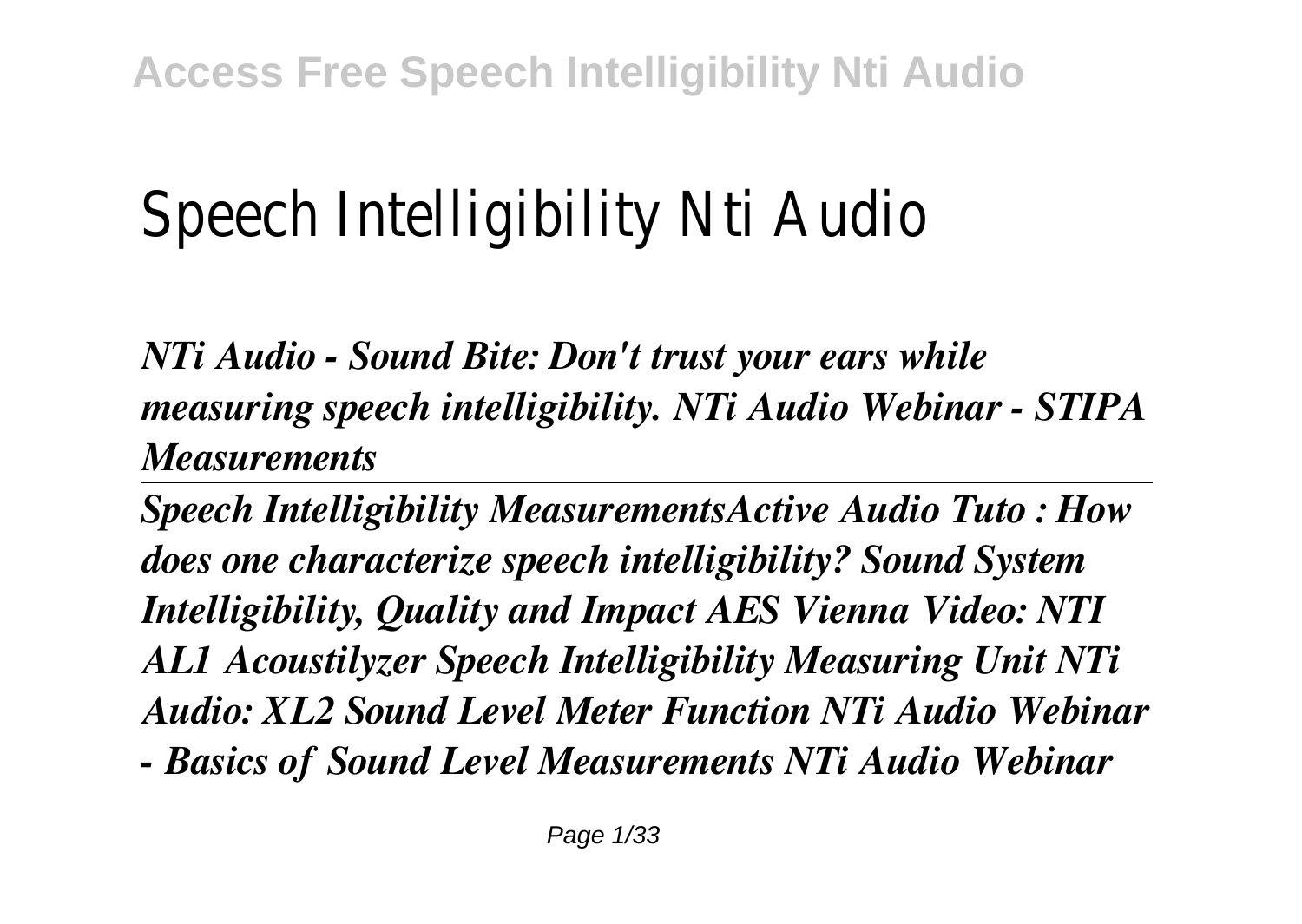# Speech Intelligibility Nti Audio

***NTi Audio - Sound Bite: Don't trust your ears while measuring speech intelligibility. NTi Audio Webinar - STIPA Measurements***

***Speech Intelligibility MeasurementsActive Audio Tuto : How does one characterize speech intelligibility? Sound System Intelligibility, Quality and Impact AES Vienna Video: NTI AL1 Acoustilyzer Speech Intelligibility Measuring Unit NTi Audio: XL2 Sound Level Meter Function NTi Audio Webinar - Basics of Sound Level Measurements NTi Audio Webinar***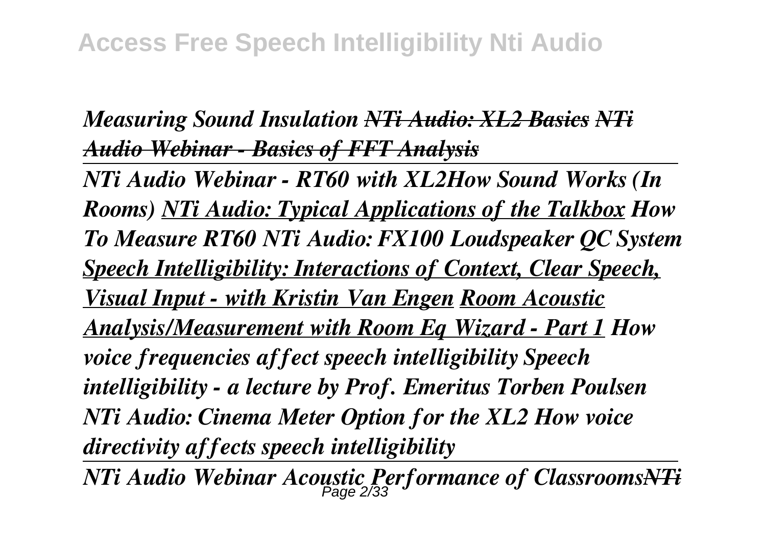*Measuring Sound Insulation* ***NTi Audio: XL2 Basics*** ***NTi Audio Webinar - Basics of FFT Analysis***

***NTi Audio Webinar - RT60 with XL2How Sound Works (In Rooms)*** ***NTi Audio: Typical Applications of the Talkbox*** ***How To Measure RT60 NTi Audio: FX100 Loudspeaker QC System*** ***Speech Intelligibility: Interactions of Context, Clear Speech, Visual Input - with Kristin Van Engen*** ***Room Acoustic Analysis/Measurement with Room Eq Wizard - Part 1*** ***How voice frequencies affect speech intelligibility Speech intelligibility - a lecture by Prof. Emeritus Torben Poulsen NTi Audio: Cinema Meter Option for the XL2 How voice directivity affects speech intelligibility***

***NTi Audio Webinar Acoustic Performance of ClassroomsNTi***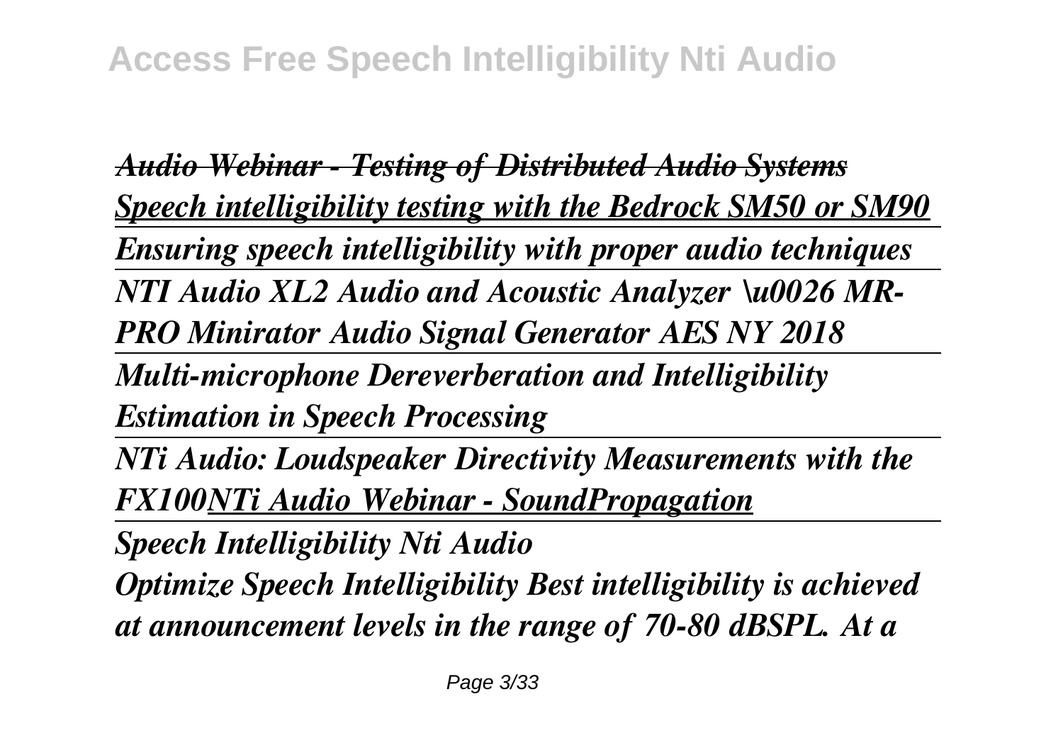*Audio Webinar - Testing of Distributed Audio Systems*

*Speech intelligibility testing with the Bedrock SM50 or SM90*

*Ensuring speech intelligibility with proper audio techniques*

*NTI Audio XL2 Audio and Acoustic Analyzer \u0026 MR-PRO Minirator Audio Signal Generator AES NY 2018*

*Multi-microphone Dereverberation and Intelligibility Estimation in Speech Processing*

*NTi Audio: Loudspeaker Directivity Measurements with the FX100NTi Audio Webinar - SoundPropagation*

*Speech Intelligibility Nti Audio*

*Optimize Speech Intelligibility Best intelligibility is achieved at announcement levels in the range of 70-80 dBSPL. At a*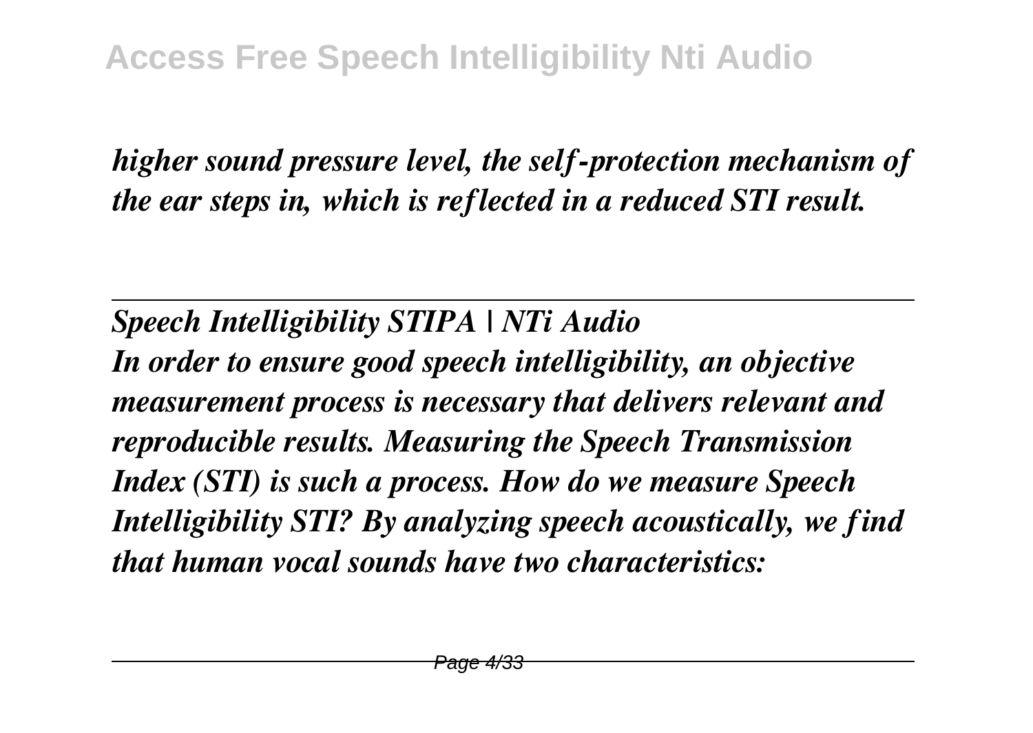*higher sound pressure level, the self-protection mechanism of the ear steps in, which is reflected in a reduced STI result.*

---

*Speech Intelligibility STIPA | NTi Audio*

*In order to ensure good speech intelligibility, an objective measurement process is necessary that delivers relevant and reproducible results. Measuring the Speech Transmission Index (STI) is such a process. How do we measure Speech Intelligibility STI? By analyzing speech acoustically, we find that human vocal sounds have two characteristics:*

---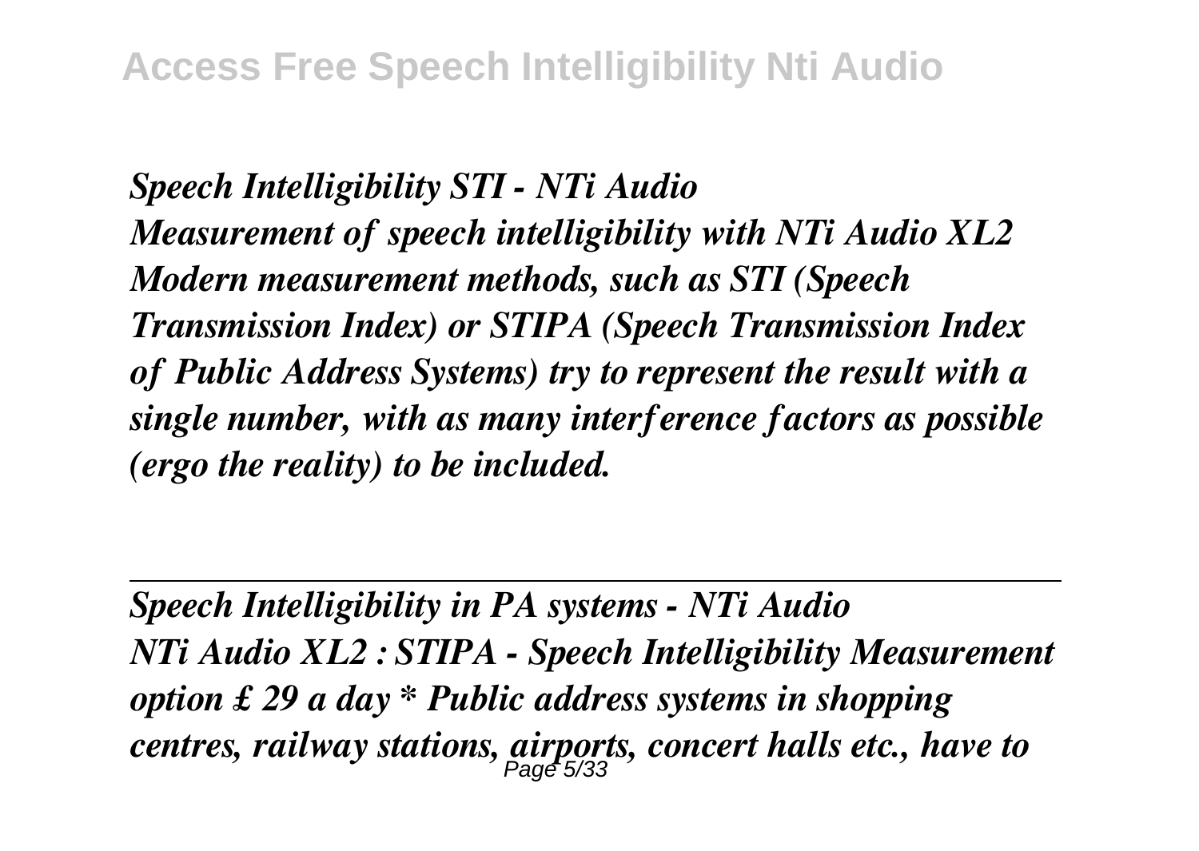*Speech Intelligibility STI - NTi Audio*
*Measurement of speech intelligibility with NTi Audio XL2 Modern measurement methods, such as STI (Speech Transmission Index) or STIPA (Speech Transmission Index of Public Address Systems) try to represent the result with a single number, with as many interference factors as possible (ergo the reality) to be included.*

---

*Speech Intelligibility in PA systems - NTi Audio*
*NTi Audio XL2 : STIPA - Speech Intelligibility Measurement option £ 29 a day * Public address systems in shopping centres, railway stations, airports, concert halls etc., have to*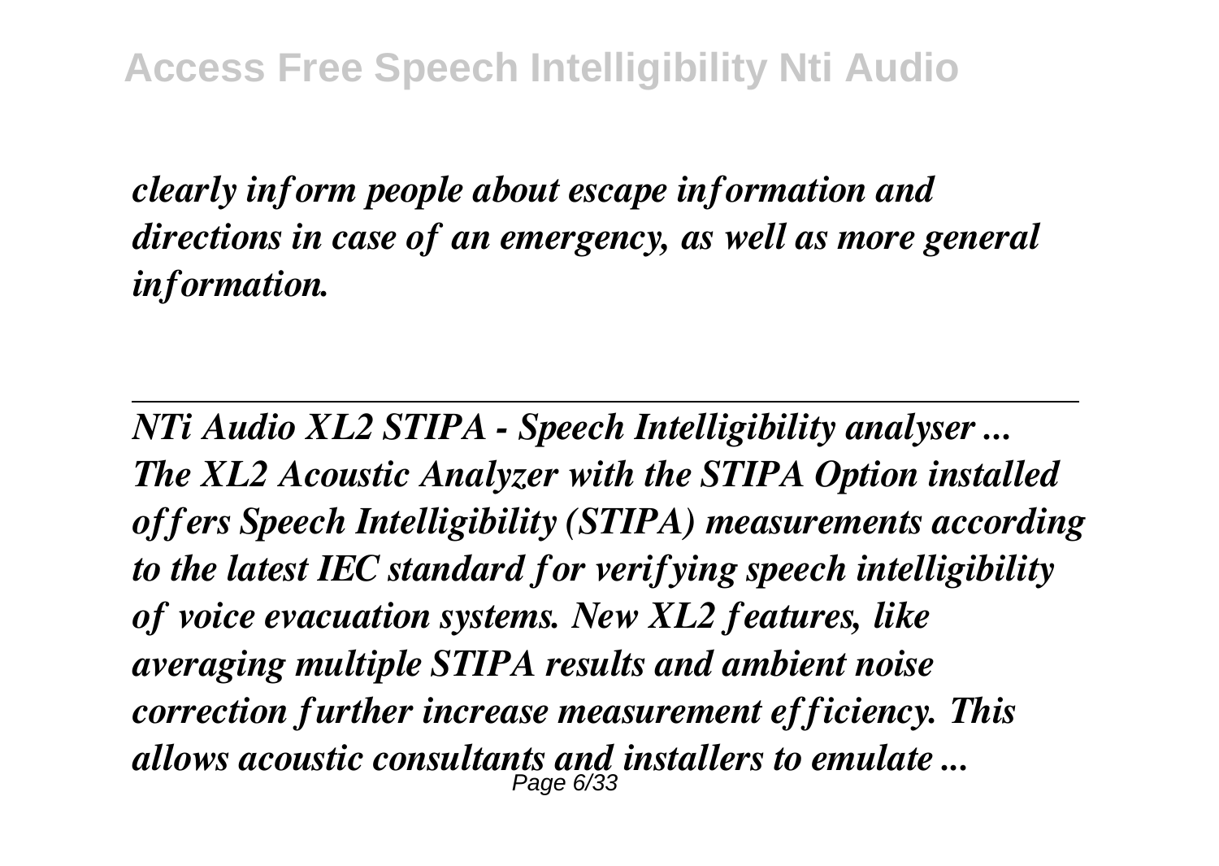*clearly inform people about escape information and directions in case of an emergency, as well as more general information.*

---

*NTi Audio XL2 STIPA - Speech Intelligibility analyser ...*
*The XL2 Acoustic Analyzer with the STIPA Option installed offers Speech Intelligibility (STIPA) measurements according to the latest IEC standard for verifying speech intelligibility of voice evacuation systems. New XL2 features, like averaging multiple STIPA results and ambient noise correction further increase measurement efficiency. This allows acoustic consultants and installers to emulate ...*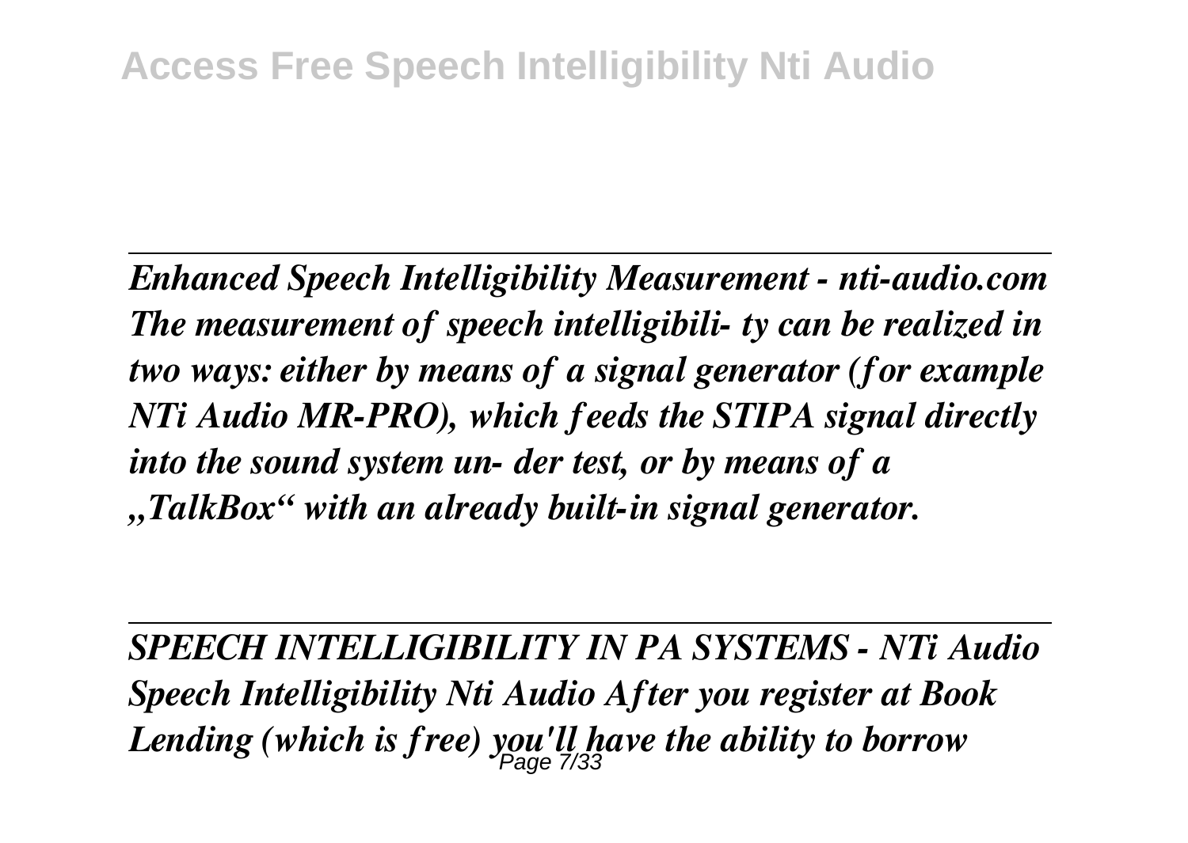*Enhanced Speech Intelligibility Measurement - nti-audio.com*
*The measurement of speech intelligibili- ty can be realized in two ways: either by means of a signal generator (for example NTi Audio MR-PRO), which feeds the STIPA signal directly into the sound system un- der test, or by means of a „TalkBox" with an already built-in signal generator.*

*SPEECH INTELLIGIBILITY IN PA SYSTEMS - NTi Audio*
*Speech Intelligibility Nti Audio After you register at Book Lending (which is free) you'll have the ability to borrow*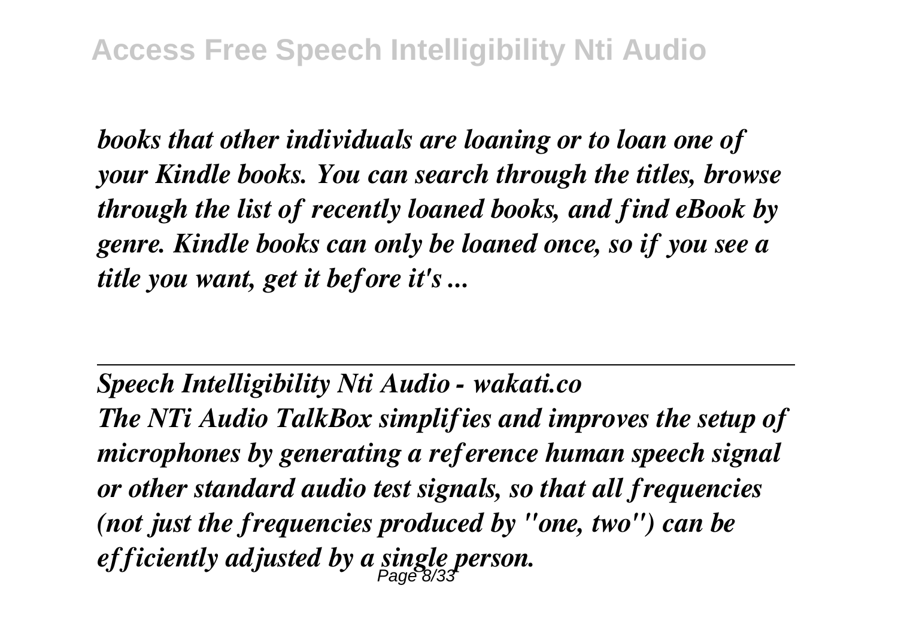*books that other individuals are loaning or to loan one of your Kindle books. You can search through the titles, browse through the list of recently loaned books, and find eBook by genre. Kindle books can only be loaned once, so if you see a title you want, get it before it's ...*

---

*Speech Intelligibility Nti Audio - wakati.co*

*The NTi Audio TalkBox simplifies and improves the setup of microphones by generating a reference human speech signal or other standard audio test signals, so that all frequencies (not just the frequencies produced by "one, two") can be efficiently adjusted by a single person.*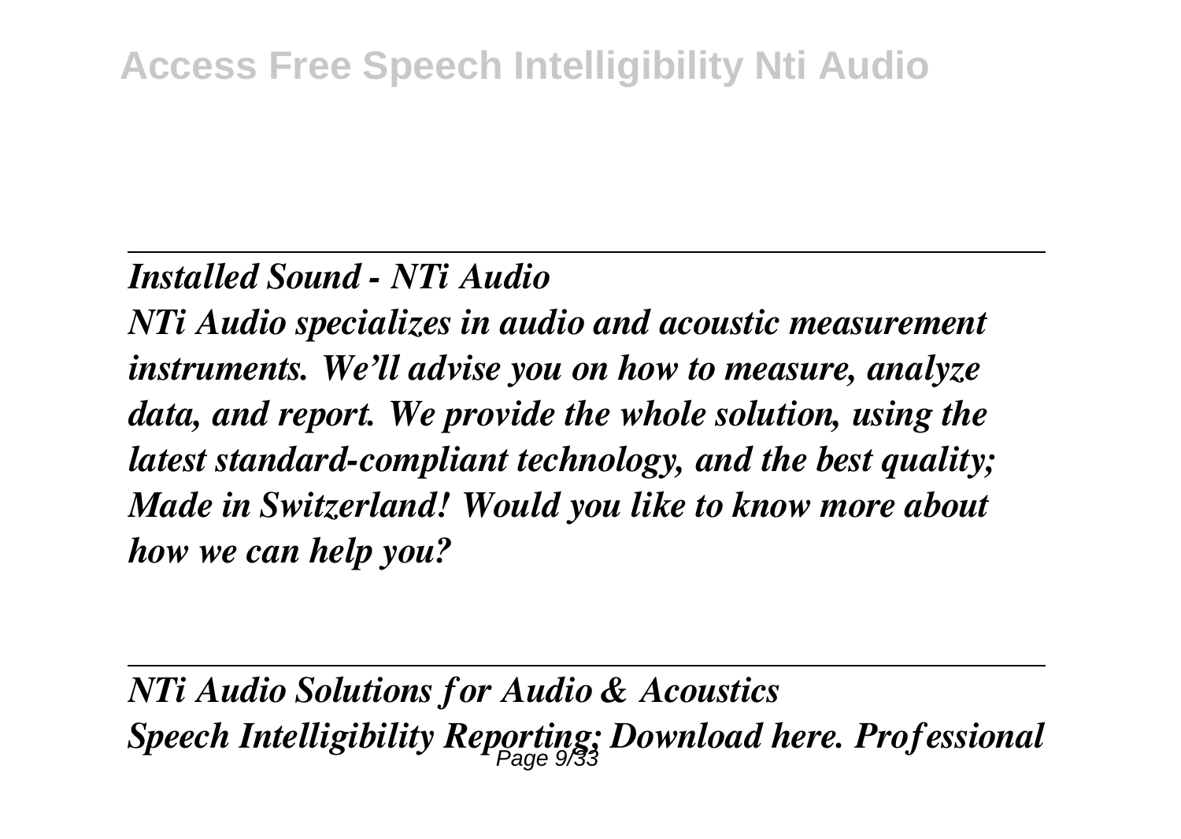## *Installed Sound - NTi Audio*

***NTi Audio specializes in audio and acoustic measurement instruments. We'll advise you on how to measure, analyze data, and report. We provide the whole solution, using the latest standard-compliant technology, and the best quality; Made in Switzerland! Would you like to know more about how we can help you?***

## *NTi Audio Solutions for Audio & Acoustics*

***Speech Intelligibility Reporting; Download here. Professional***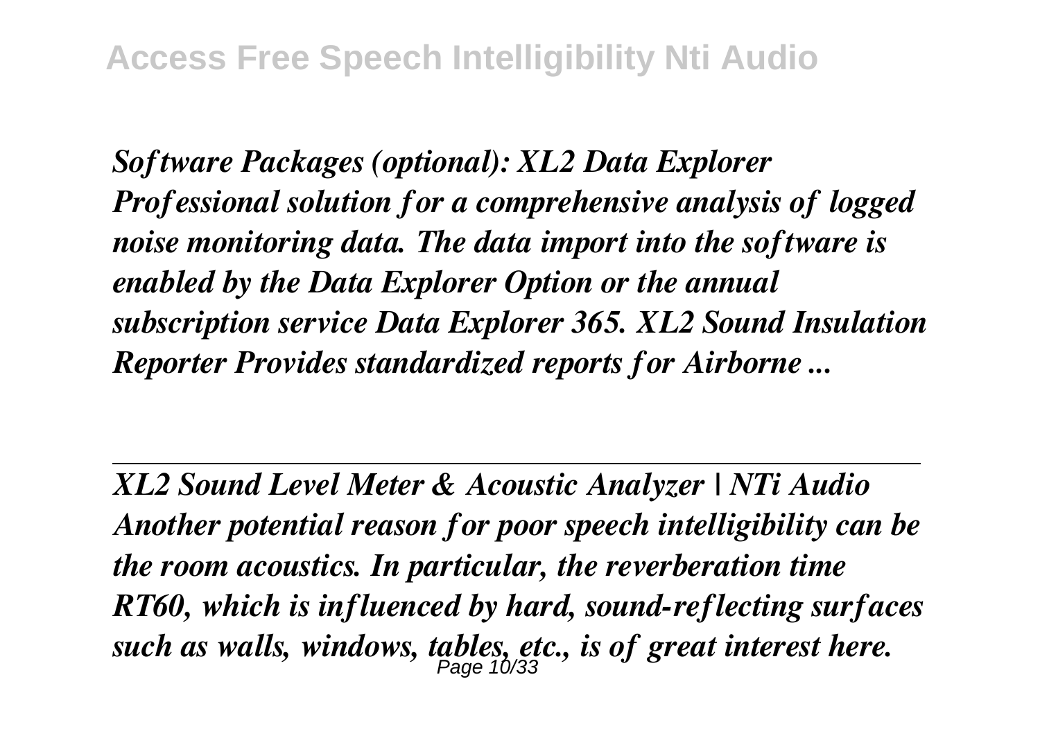*Software Packages (optional): XL2 Data Explorer Professional solution for a comprehensive analysis of logged noise monitoring data. The data import into the software is enabled by the Data Explorer Option or the annual subscription service Data Explorer 365. XL2 Sound Insulation Reporter Provides standardized reports for Airborne ...*

---

*XL2 Sound Level Meter & Acoustic Analyzer | NTi Audio*

*Another potential reason for poor speech intelligibility can be the room acoustics. In particular, the reverberation time RT60, which is influenced by hard, sound-reflecting surfaces such as walls, windows, tables, etc., is of great interest here.*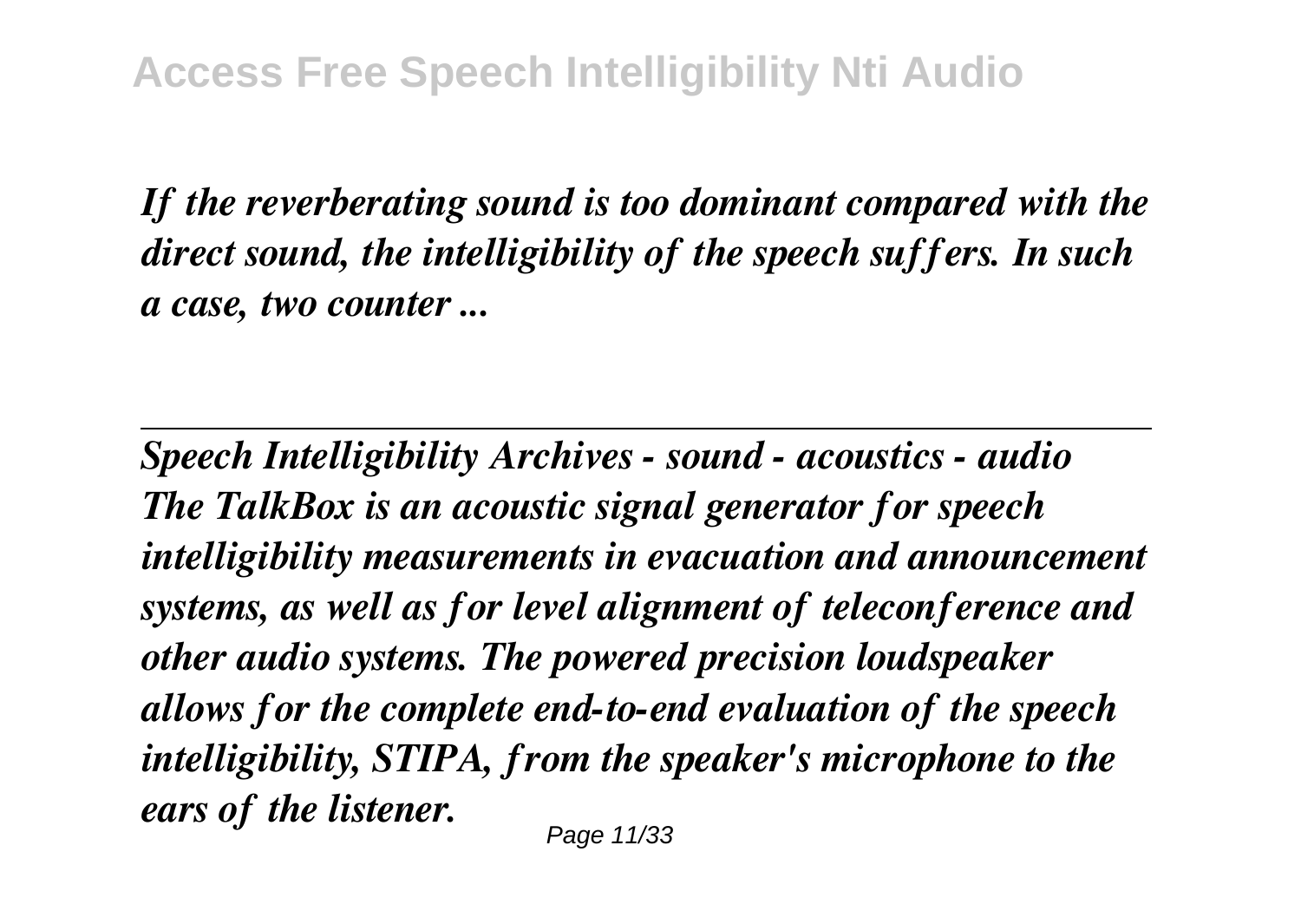*If the reverberating sound is too dominant compared with the direct sound, the intelligibility of the speech suffers. In such a case, two counter ...*

---

*Speech Intelligibility Archives - sound - acoustics - audio*
*The TalkBox is an acoustic signal generator for speech intelligibility measurements in evacuation and announcement systems, as well as for level alignment of teleconference and other audio systems. The powered precision loudspeaker allows for the complete end-to-end evaluation of the speech intelligibility, STIPA, from the speaker's microphone to the ears of the listener.*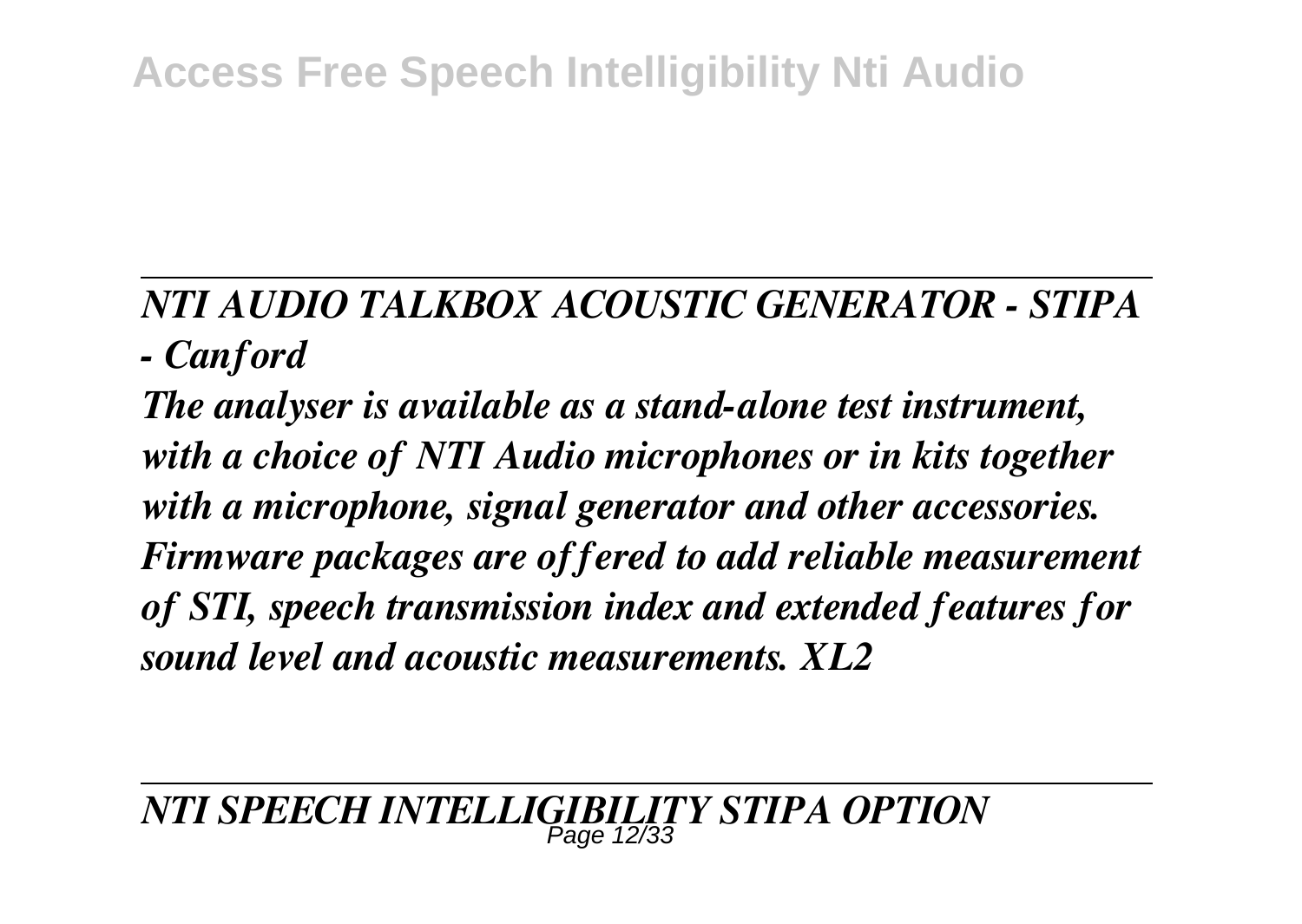*NTI AUDIO TALKBOX ACOUSTIC GENERATOR - STIPA - Canford*

*The analyser is available as a stand-alone test instrument, with a choice of NTI Audio microphones or in kits together with a microphone, signal generator and other accessories. Firmware packages are offered to add reliable measurement of STI, speech transmission index and extended features for sound level and acoustic measurements. XL2*

*NTI SPEECH INTELLIGIBILITY STIPA OPTION*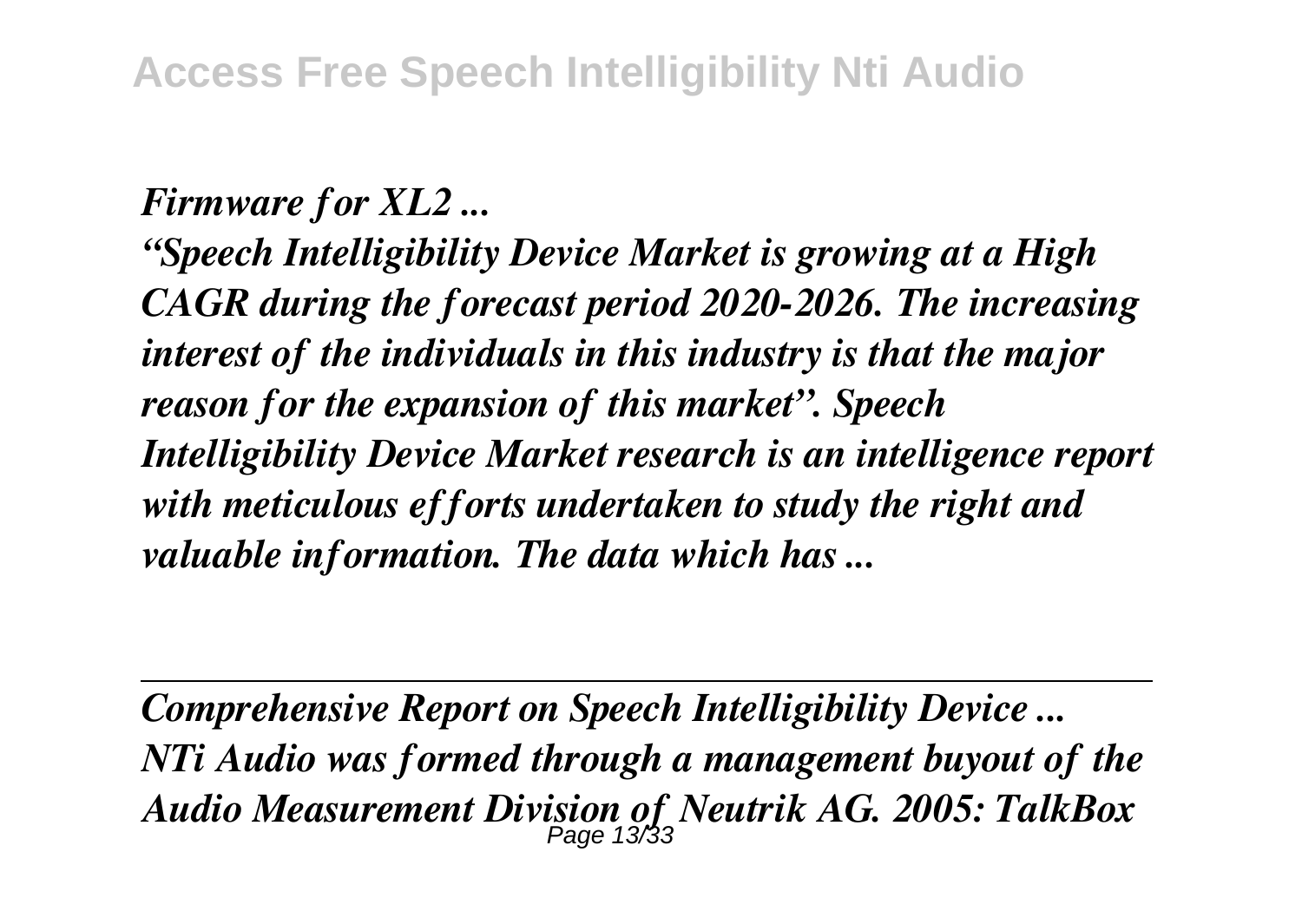*Firmware for XL2 ...*

*“Speech Intelligibility Device Market is growing at a High CAGR during the forecast period 2020-2026. The increasing interest of the individuals in this industry is that the major reason for the expansion of this market”. Speech Intelligibility Device Market research is an intelligence report with meticulous efforts undertaken to study the right and valuable information. The data which has ...*

---

*Comprehensive Report on Speech Intelligibility Device ...*

*NTi Audio was formed through a management buyout of the Audio Measurement Division of Neutrik AG. 2005: TalkBox*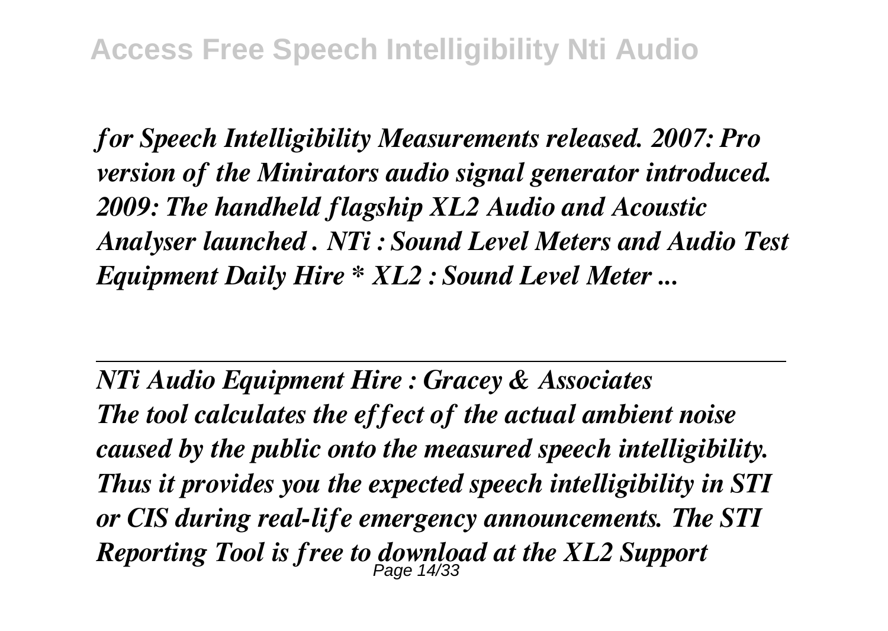*for Speech Intelligibility Measurements released. 2007: Pro version of the Minirators audio signal generator introduced. 2009: The handheld flagship XL2 Audio and Acoustic Analyser launched . NTi : Sound Level Meters and Audio Test Equipment Daily Hire * XL2 : Sound Level Meter ...*

---

*NTi Audio Equipment Hire : Gracey & Associates*

*The tool calculates the effect of the actual ambient noise caused by the public onto the measured speech intelligibility. Thus it provides you the expected speech intelligibility in STI or CIS during real-life emergency announcements. The STI Reporting Tool is free to download at the XL2 Support*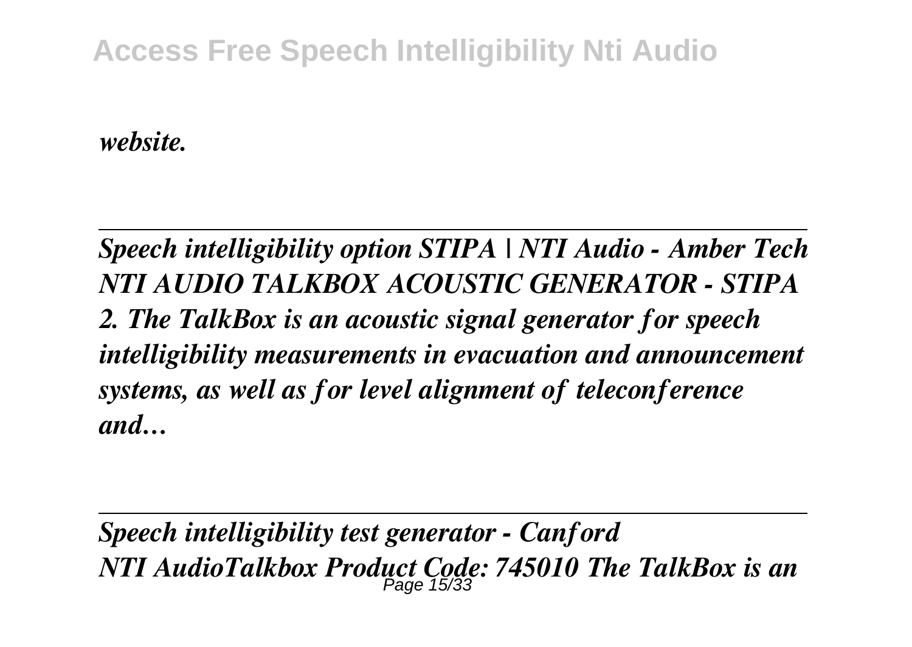*website.*

---

*Speech intelligibility option STIPA | NTI Audio - Amber Tech*
*NTI AUDIO TALKBOX ACOUSTIC GENERATOR - STIPA 2. The TalkBox is an acoustic signal generator for speech intelligibility measurements in evacuation and announcement systems, as well as for level alignment of teleconference and…*

---

*Speech intelligibility test generator - Canford*
*NTI AudioTalkbox Product Code: 745010 The TalkBox is an*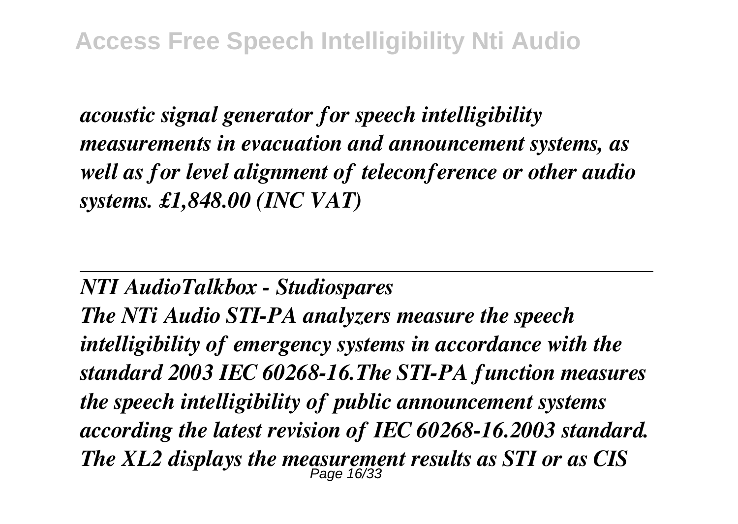*acoustic signal generator for speech intelligibility measurements in evacuation and announcement systems, as well as for level alignment of teleconference or other audio systems. £1,848.00 (INC VAT)*

---

*NTI AudioTalkbox - Studiospares*

*The NTi Audio STI-PA analyzers measure the speech intelligibility of emergency systems in accordance with the standard 2003 IEC 60268-16.The STI-PA function measures the speech intelligibility of public announcement systems according the latest revision of IEC 60268-16.2003 standard. The XL2 displays the measurement results as STI or as CIS*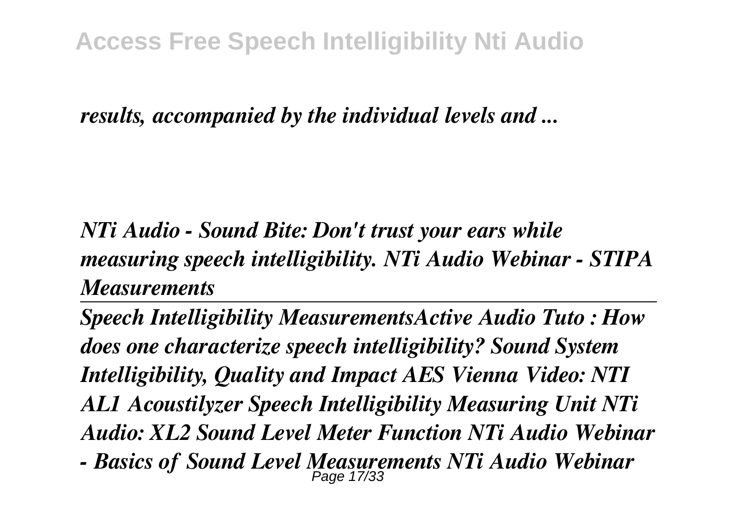*results, accompanied by the individual levels and ...*

*NTi Audio - Sound Bite: Don't trust your ears while measuring speech intelligibility. NTi Audio Webinar - STIPA Measurements*

---

*Speech Intelligibility MeasurementsActive Audio Tuto : How does one characterize speech intelligibility? Sound System Intelligibility, Quality and Impact AES Vienna Video: NTI AL1 Acoustilyzer Speech Intelligibility Measuring Unit NTi Audio: XL2 Sound Level Meter Function NTi Audio Webinar - Basics of Sound Level Measurements NTi Audio Webinar*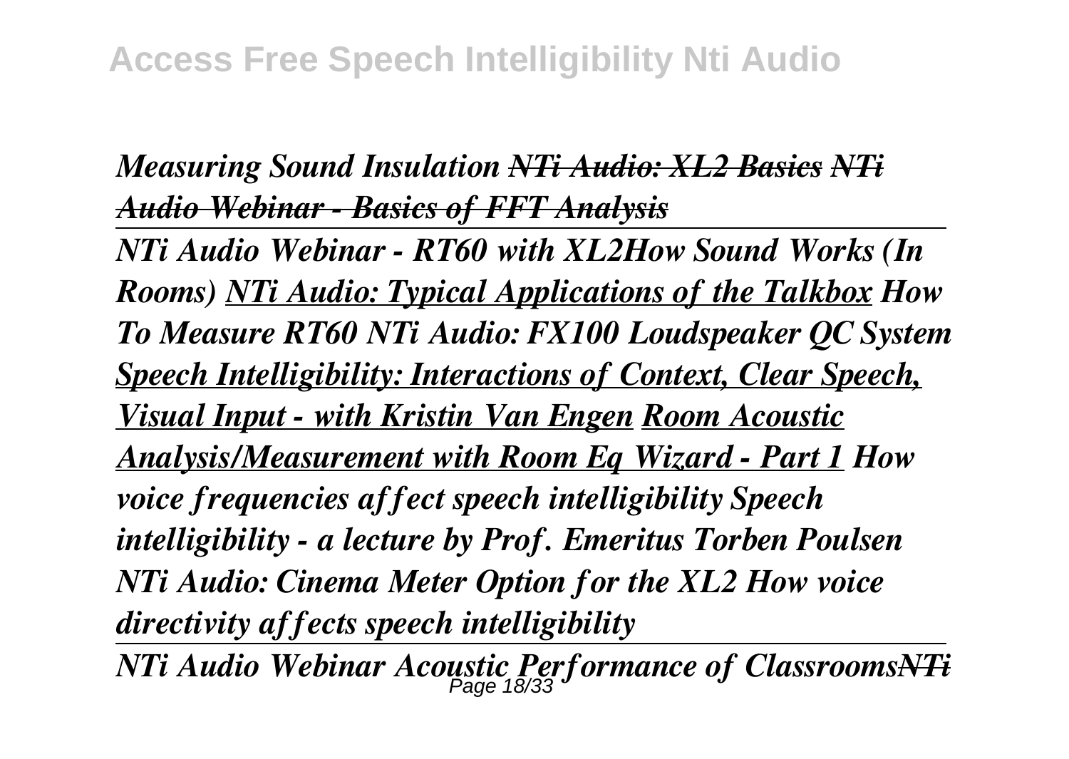*Measuring Sound Insulation ~~NTi Audio: XL2 Basics~~ ~~NTi Audio Webinar - Basics of FFT Analysis~~*

---

*NTi Audio Webinar - RT60 with XL2How Sound Works (In Rooms) NTi Audio: Typical Applications of the Talkbox How To Measure RT60 NTi Audio: FX100 Loudspeaker QC System Speech Intelligibility: Interactions of Context, Clear Speech, Visual Input - with Kristin Van Engen Room Acoustic Analysis/Measurement with Room Eq Wizard - Part 1 How voice frequencies affect speech intelligibility Speech intelligibility - a lecture by Prof. Emeritus Torben Poulsen NTi Audio: Cinema Meter Option for the XL2 How voice directivity affects speech intelligibility*

---

*NTi Audio Webinar Acoustic Performance of Classrooms~~NTi~~*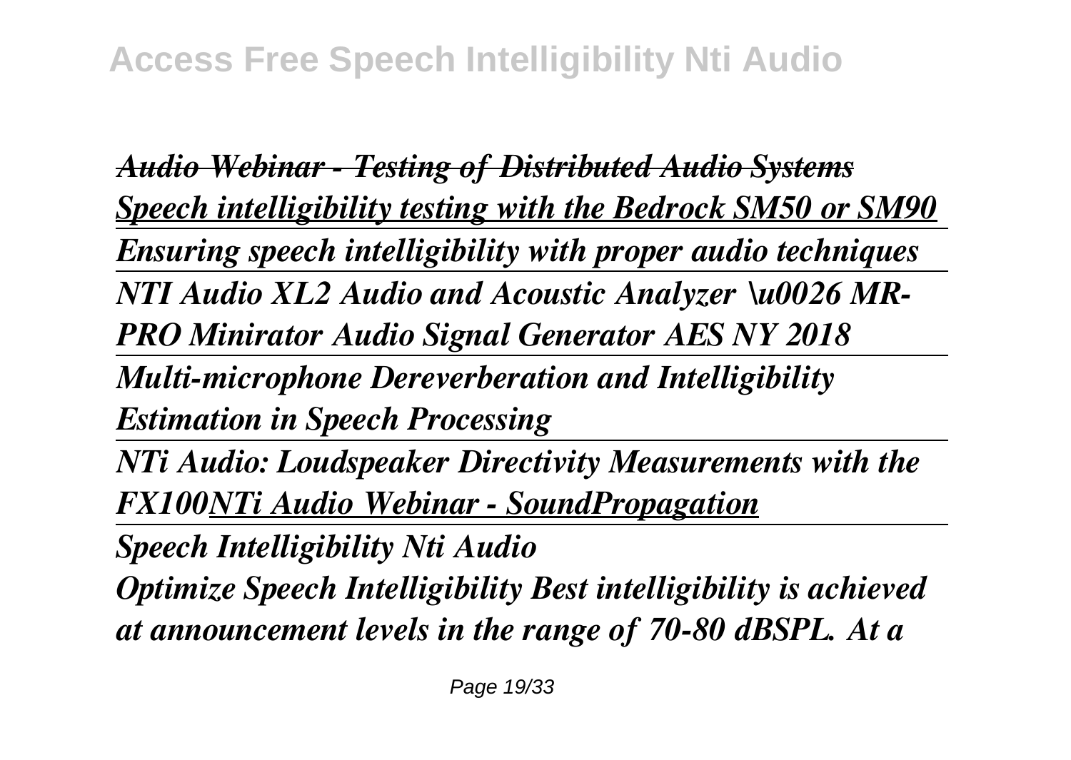*Audio Webinar - Testing of Distributed Audio Systems*

*Speech intelligibility testing with the Bedrock SM50 or SM90*

*Ensuring speech intelligibility with proper audio techniques*

*NTI Audio XL2 Audio and Acoustic Analyzer \u0026 MR-PRO Minirator Audio Signal Generator AES NY 2018*

*Multi-microphone Dereverberation and Intelligibility Estimation in Speech Processing*

*NTi Audio: Loudspeaker Directivity Measurements with the FX100NTi Audio Webinar - SoundPropagation*

*Speech Intelligibility Nti Audio*

*Optimize Speech Intelligibility Best intelligibility is achieved at announcement levels in the range of 70-80 dBSPL. At a*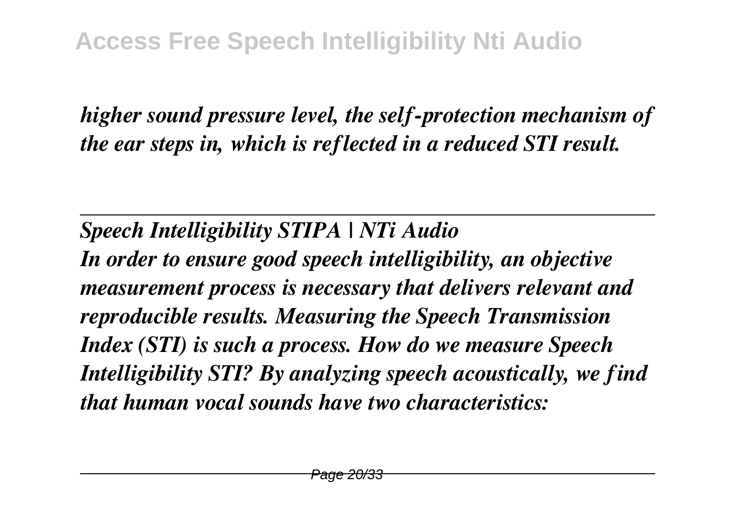*higher sound pressure level, the self-protection mechanism of the ear steps in, which is reflected in a reduced STI result.*

---

*Speech Intelligibility STIPA | NTi Audio*

*In order to ensure good speech intelligibility, an objective measurement process is necessary that delivers relevant and reproducible results. Measuring the Speech Transmission Index (STI) is such a process. How do we measure Speech Intelligibility STI? By analyzing speech acoustically, we find that human vocal sounds have two characteristics:*

---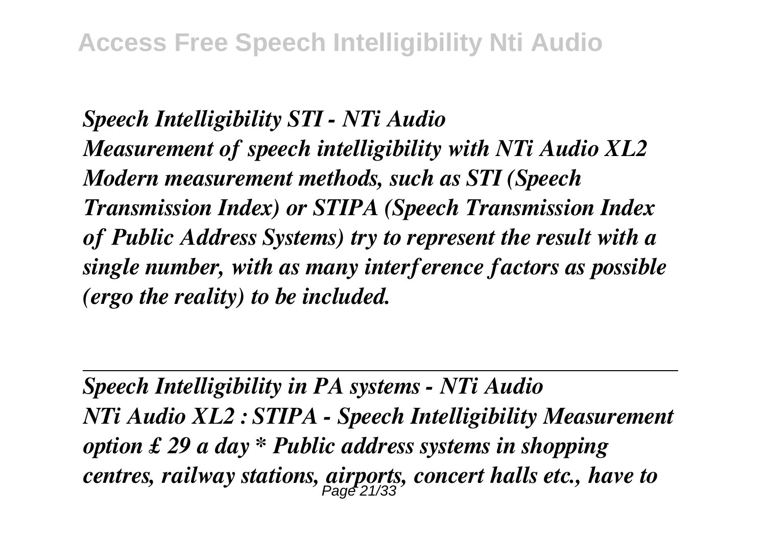*Speech Intelligibility STI - NTi Audio*
*Measurement of speech intelligibility with NTi Audio XL2 Modern measurement methods, such as STI (Speech Transmission Index) or STIPA (Speech Transmission Index of Public Address Systems) try to represent the result with a single number, with as many interference factors as possible (ergo the reality) to be included.*

---

*Speech Intelligibility in PA systems - NTi Audio*
*NTi Audio XL2 : STIPA - Speech Intelligibility Measurement option £ 29 a day * Public address systems in shopping centres, railway stations, airports, concert halls etc., have to*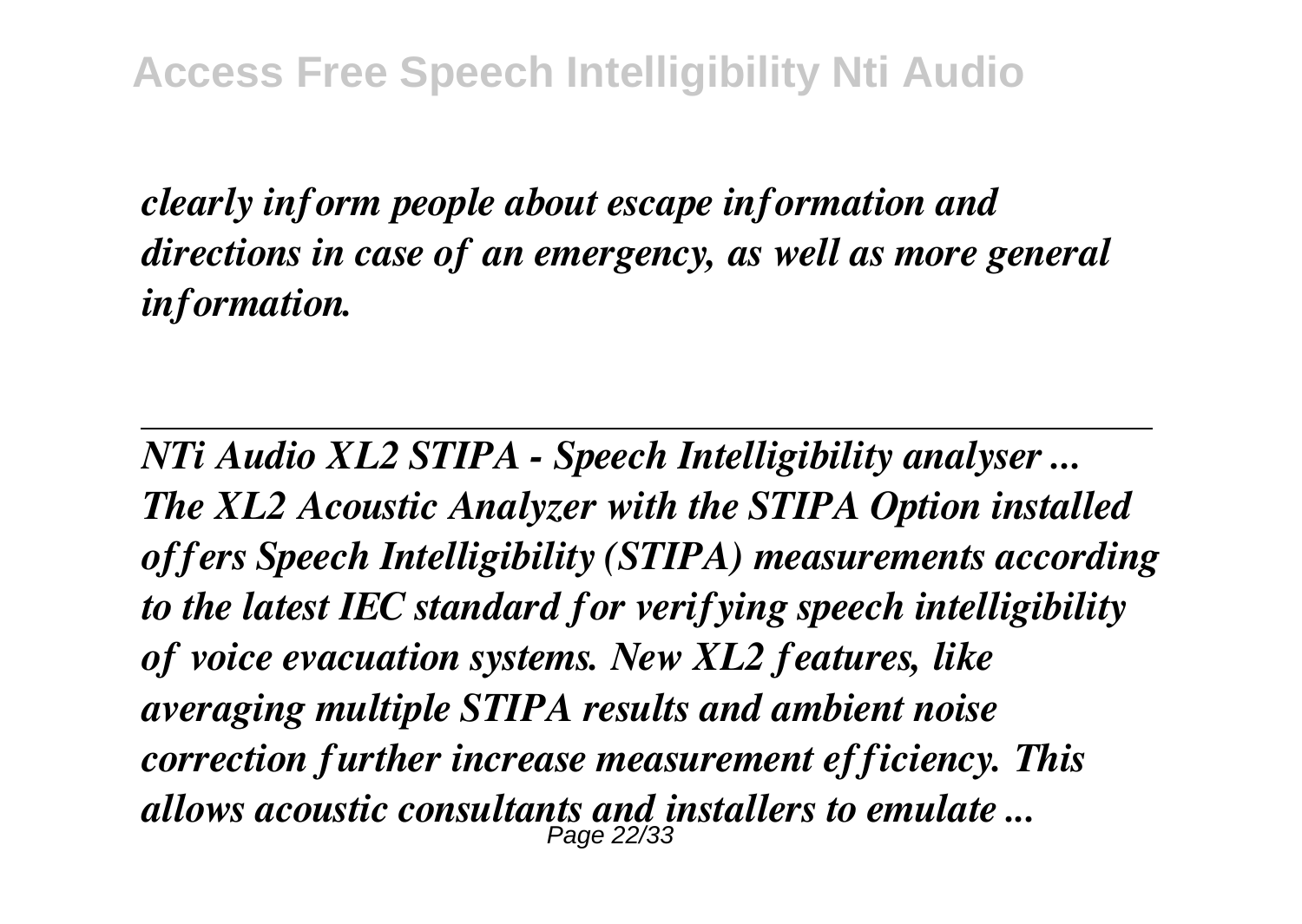*clearly inform people about escape information and directions in case of an emergency, as well as more general information.*

---

*NTi Audio XL2 STIPA - Speech Intelligibility analyser ...*
*The XL2 Acoustic Analyzer with the STIPA Option installed offers Speech Intelligibility (STIPA) measurements according to the latest IEC standard for verifying speech intelligibility of voice evacuation systems. New XL2 features, like averaging multiple STIPA results and ambient noise correction further increase measurement efficiency. This allows acoustic consultants and installers to emulate ...*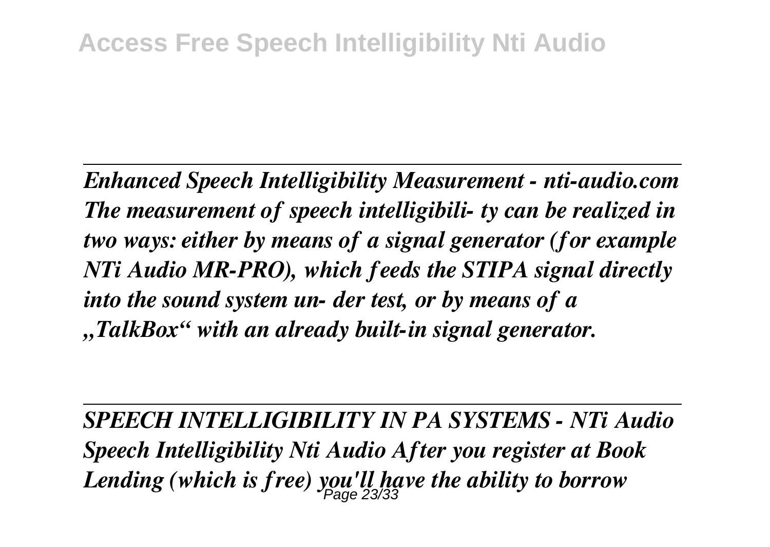---

*Enhanced Speech Intelligibility Measurement - nti-audio.com*
*The measurement of speech intelligibili- ty can be realized in two ways: either by means of a signal generator (for example NTi Audio MR-PRO), which feeds the STIPA signal directly into the sound system un- der test, or by means of a „TalkBox“ with an already built-in signal generator.*

---

*SPEECH INTELLIGIBILITY IN PA SYSTEMS - NTi Audio*
*Speech Intelligibility Nti Audio After you register at Book Lending (which is free) you'll have the ability to borrow*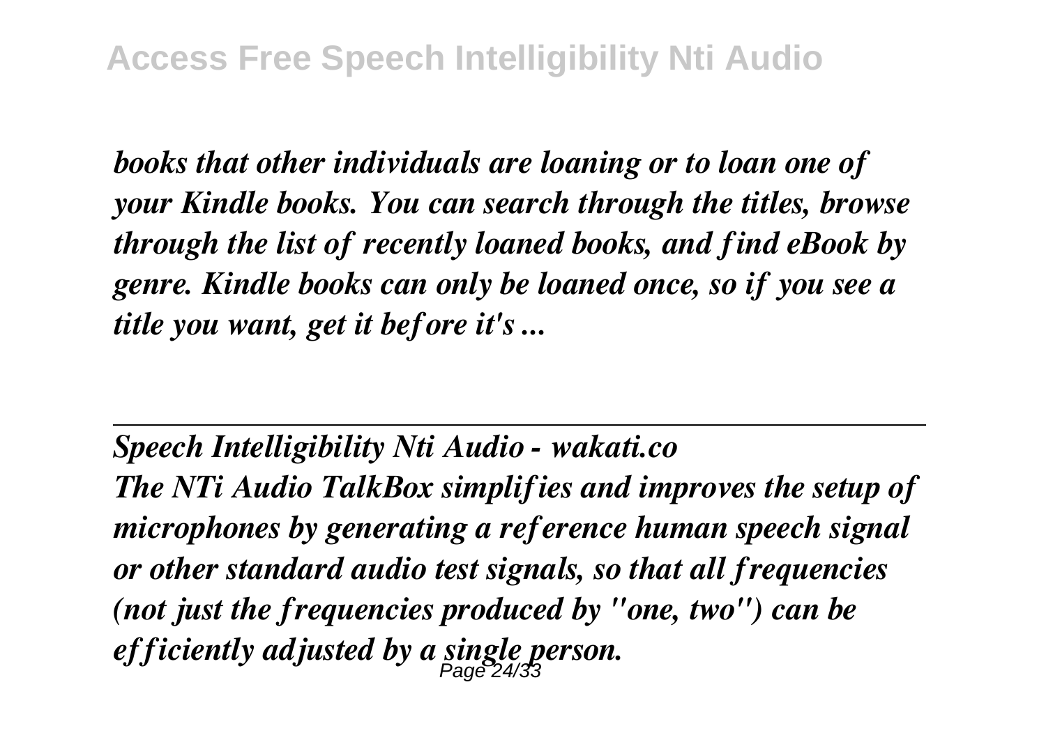*books that other individuals are loaning or to loan one of your Kindle books. You can search through the titles, browse through the list of recently loaned books, and find eBook by genre. Kindle books can only be loaned once, so if you see a title you want, get it before it's ...*

---

*Speech Intelligibility Nti Audio - wakati.co*

*The NTi Audio TalkBox simplifies and improves the setup of microphones by generating a reference human speech signal or other standard audio test signals, so that all frequencies (not just the frequencies produced by "one, two") can be efficiently adjusted by a single person.*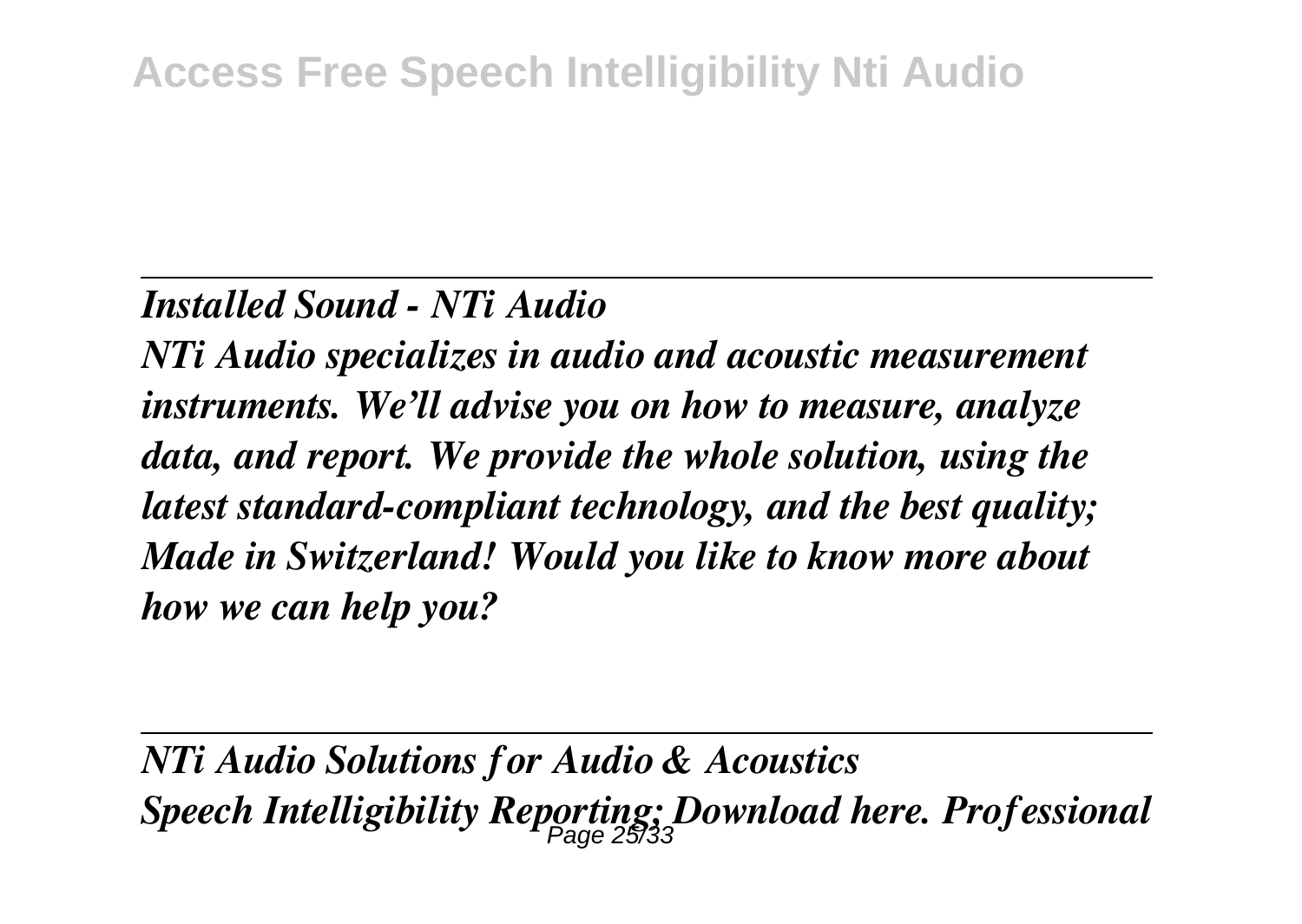*Installed Sound - NTi Audio*

***NTi Audio specializes in audio and acoustic measurement instruments. We'll advise you on how to measure, analyze data, and report. We provide the whole solution, using the latest standard-compliant technology, and the best quality; Made in Switzerland! Would you like to know more about how we can help you?***

*NTi Audio Solutions for Audio & Acoustics*

***Speech Intelligibility Reporting; Download here. Professional***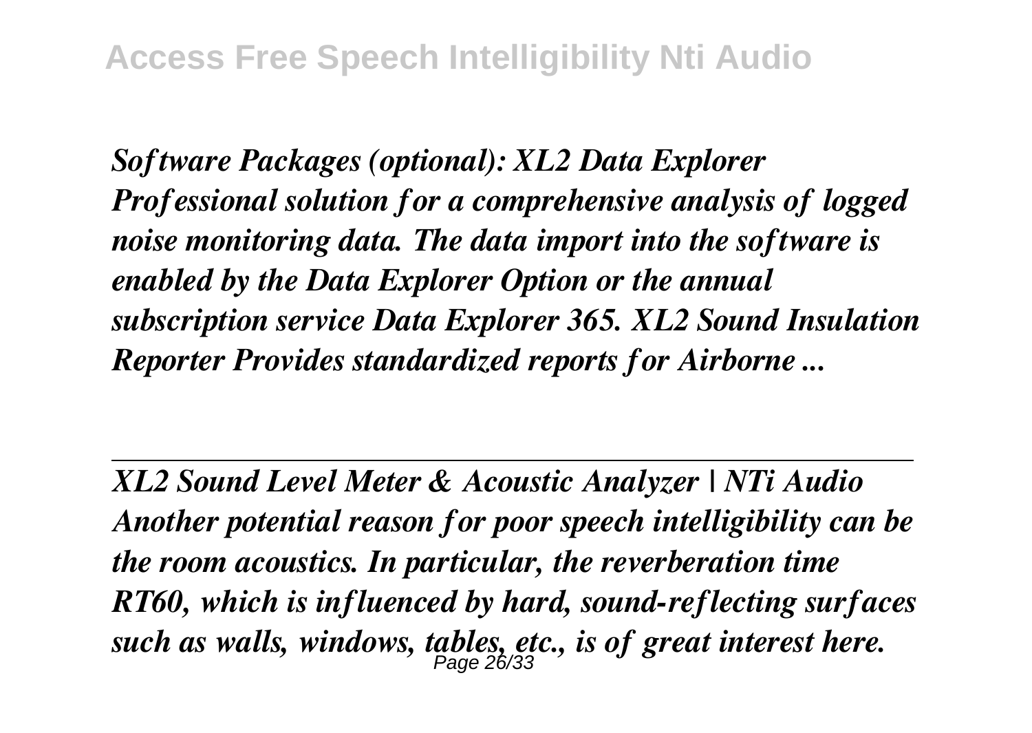*Software Packages (optional): XL2 Data Explorer Professional solution for a comprehensive analysis of logged noise monitoring data. The data import into the software is enabled by the Data Explorer Option or the annual subscription service Data Explorer 365. XL2 Sound Insulation Reporter Provides standardized reports for Airborne ...*

---

*XL2 Sound Level Meter & Acoustic Analyzer | NTi Audio*

*Another potential reason for poor speech intelligibility can be the room acoustics. In particular, the reverberation time RT60, which is influenced by hard, sound-reflecting surfaces such as walls, windows, tables, etc., is of great interest here.*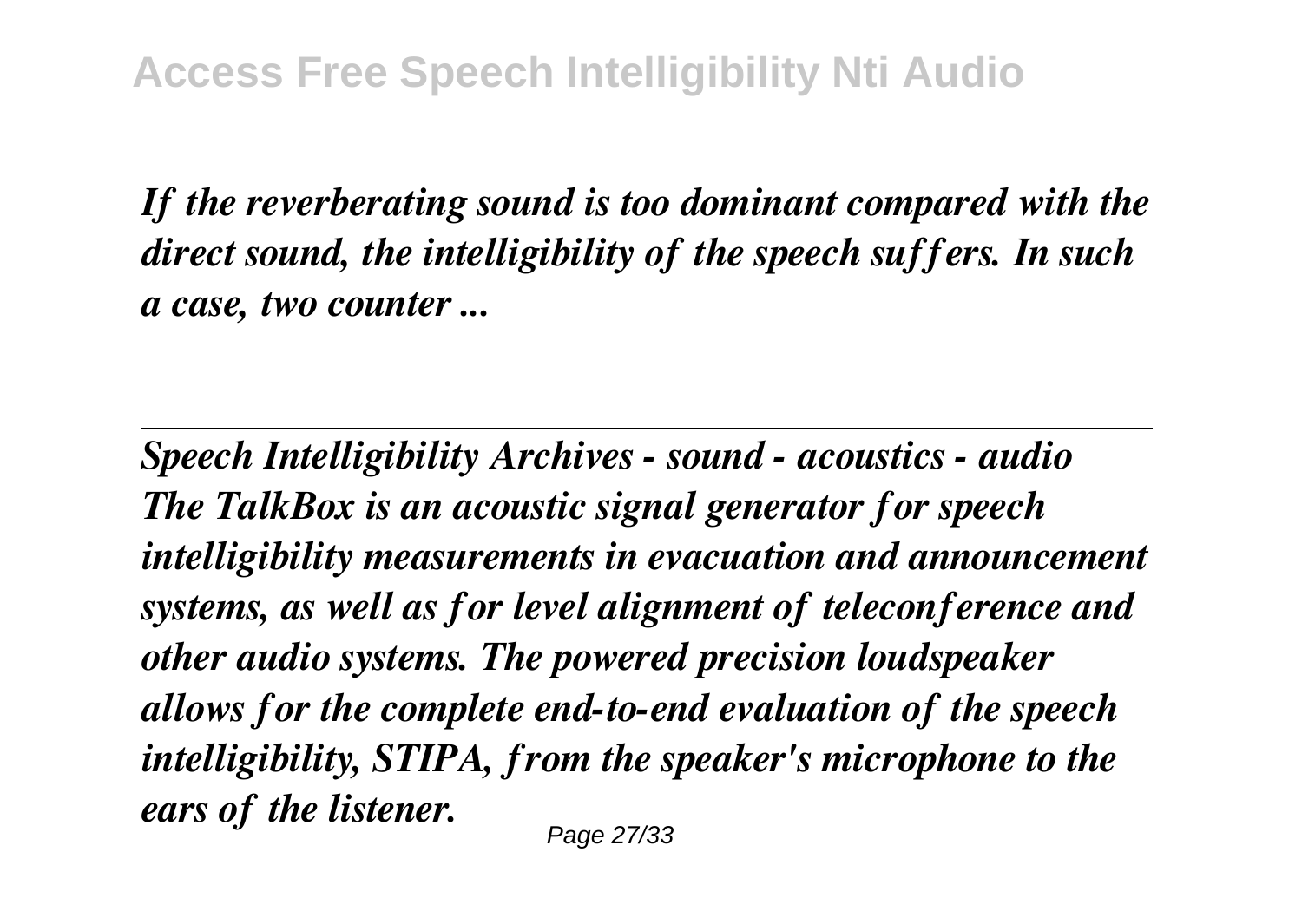*If the reverberating sound is too dominant compared with the direct sound, the intelligibility of the speech suffers. In such a case, two counter ...*

---

*Speech Intelligibility Archives - sound - acoustics - audio*
*The TalkBox is an acoustic signal generator for speech intelligibility measurements in evacuation and announcement systems, as well as for level alignment of teleconference and other audio systems. The powered precision loudspeaker allows for the complete end-to-end evaluation of the speech intelligibility, STIPA, from the speaker's microphone to the ears of the listener.*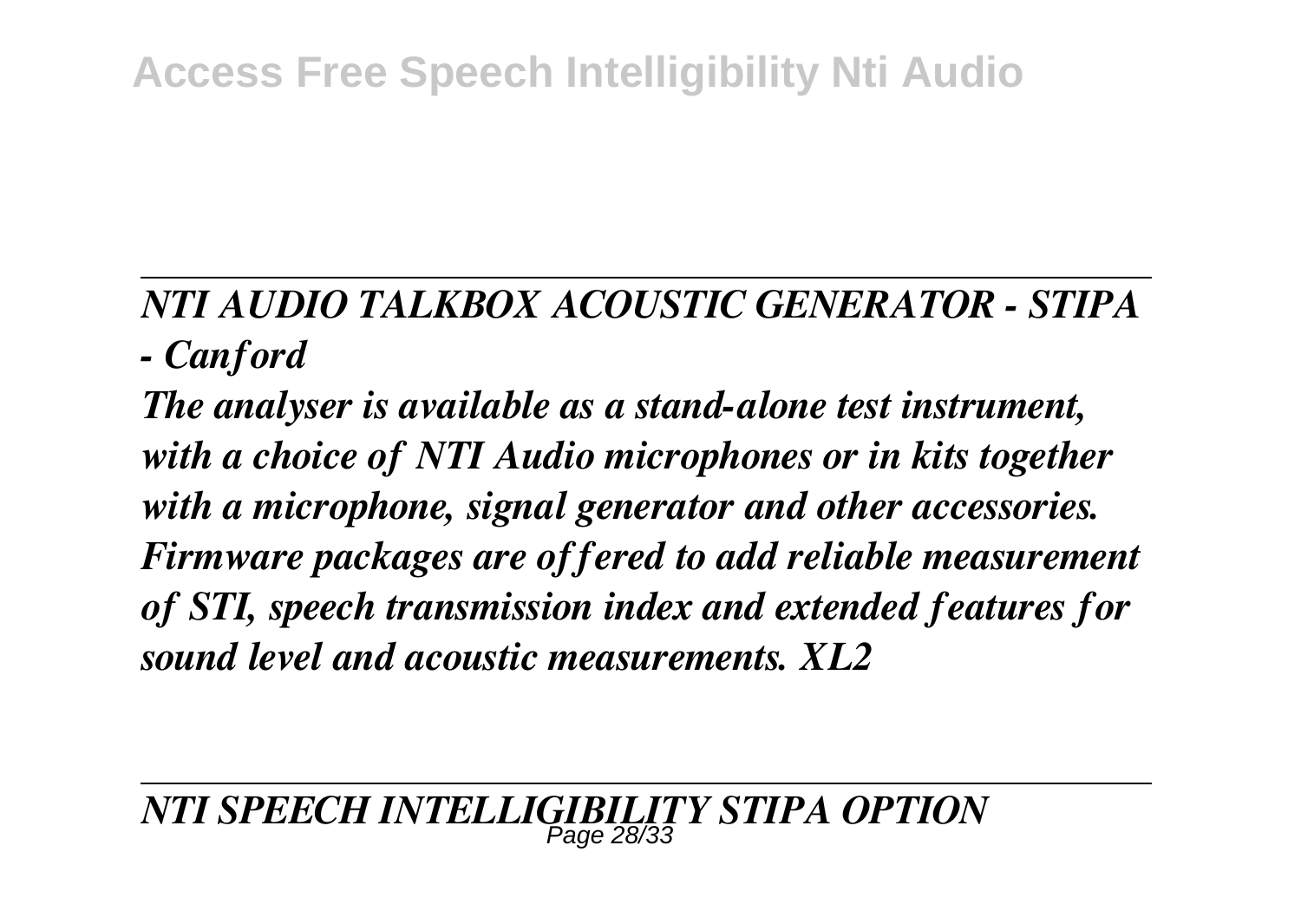## *NTI AUDIO TALKBOX ACOUSTIC GENERATOR - STIPA - Canford*

*The analyser is available as a stand-alone test instrument, with a choice of NTI Audio microphones or in kits together with a microphone, signal generator and other accessories. Firmware packages are offered to add reliable measurement of STI, speech transmission index and extended features for sound level and acoustic measurements. XL2*

## *NTI SPEECH INTELLIGIBILITY STIPA OPTION*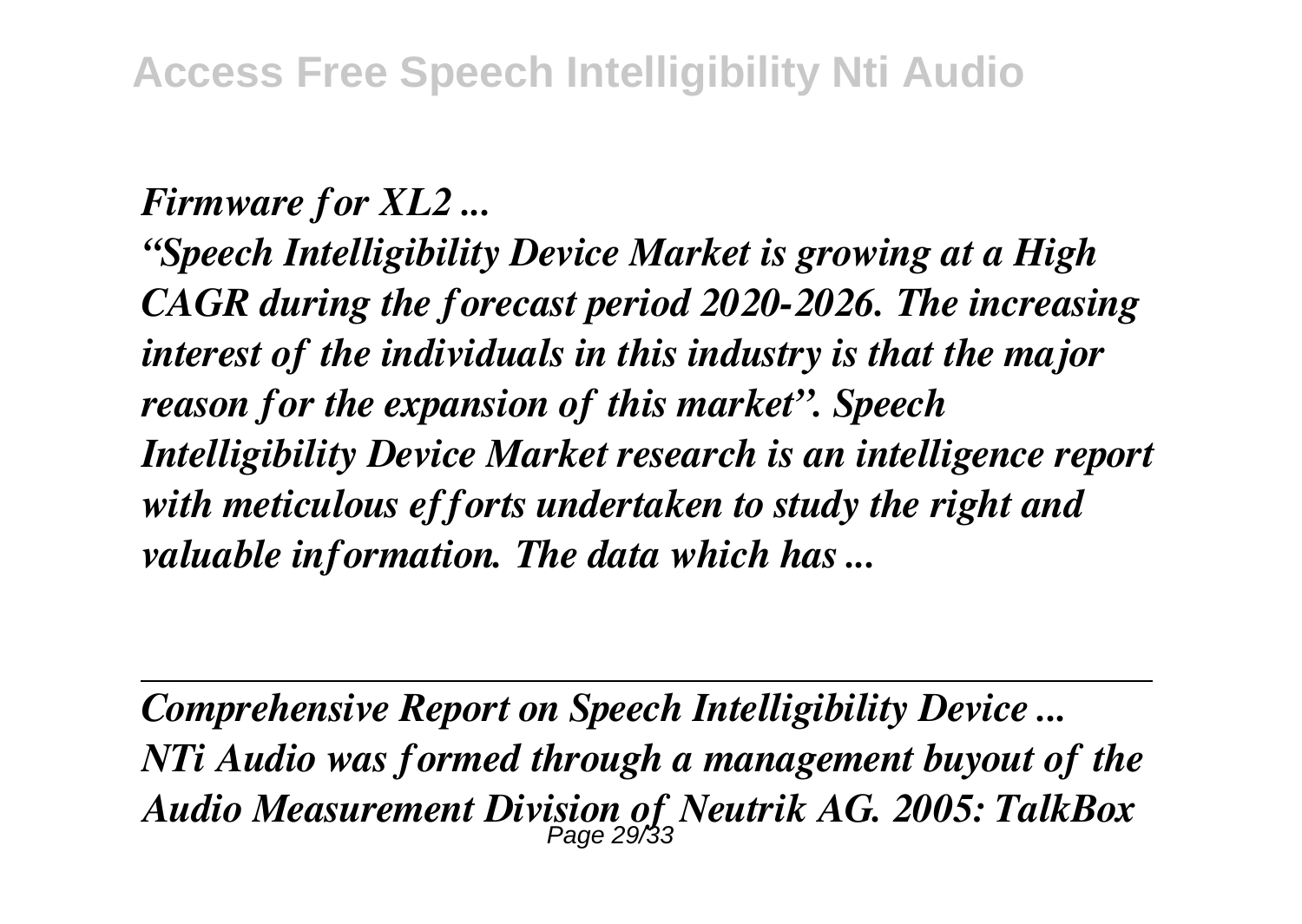*Firmware for XL2 ...*

*“Speech Intelligibility Device Market is growing at a High CAGR during the forecast period 2020-2026. The increasing interest of the individuals in this industry is that the major reason for the expansion of this market”. Speech Intelligibility Device Market research is an intelligence report with meticulous efforts undertaken to study the right and valuable information. The data which has ...*

---

*Comprehensive Report on Speech Intelligibility Device ...*

*NTi Audio was formed through a management buyout of the Audio Measurement Division of Neutrik AG. 2005: TalkBox*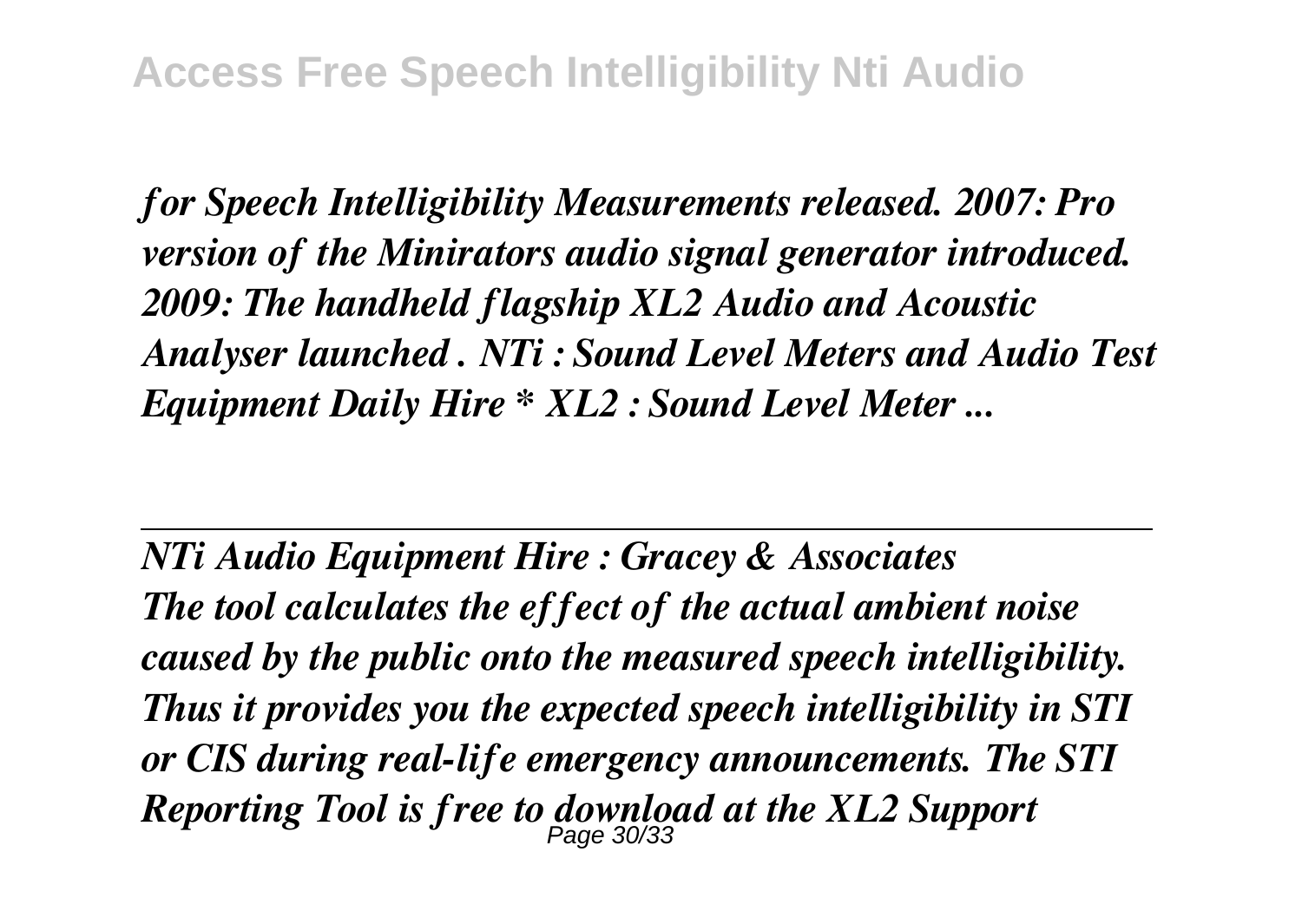*for Speech Intelligibility Measurements released. 2007: Pro version of the Minirators audio signal generator introduced. 2009: The handheld flagship XL2 Audio and Acoustic Analyser launched . NTi : Sound Level Meters and Audio Test Equipment Daily Hire * XL2 : Sound Level Meter ...*

---

*NTi Audio Equipment Hire : Gracey & Associates*

*The tool calculates the effect of the actual ambient noise caused by the public onto the measured speech intelligibility. Thus it provides you the expected speech intelligibility in STI or CIS during real-life emergency announcements. The STI Reporting Tool is free to download at the XL2 Support*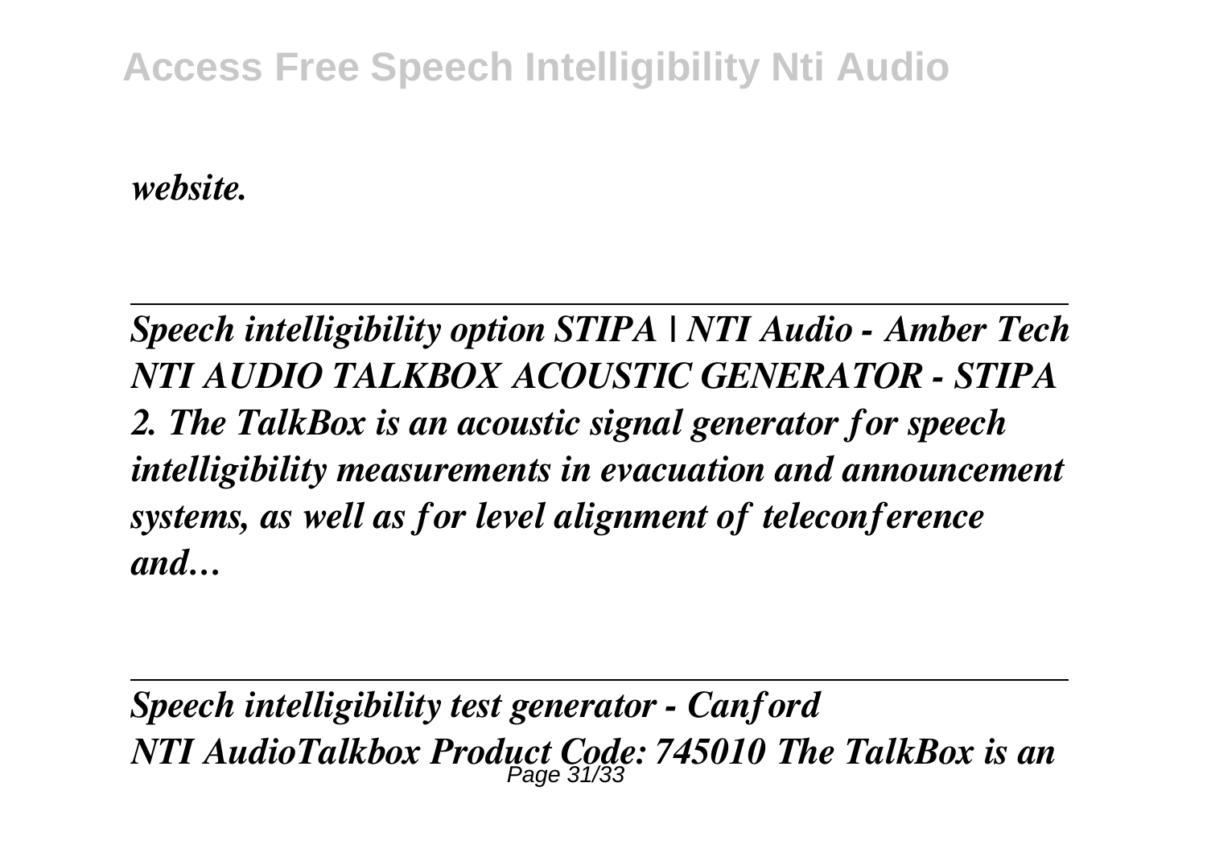*website.*

---

## *Speech intelligibility option STIPA | NTI Audio - Amber Tech*

*NTI AUDIO TALKBOX ACOUSTIC GENERATOR - STIPA 2. The TalkBox is an acoustic signal generator for speech intelligibility measurements in evacuation and announcement systems, as well as for level alignment of teleconference and...*

---

## *Speech intelligibility test generator - Canford*

*NTI AudioTalkbox Product Code: 745010 The TalkBox is an*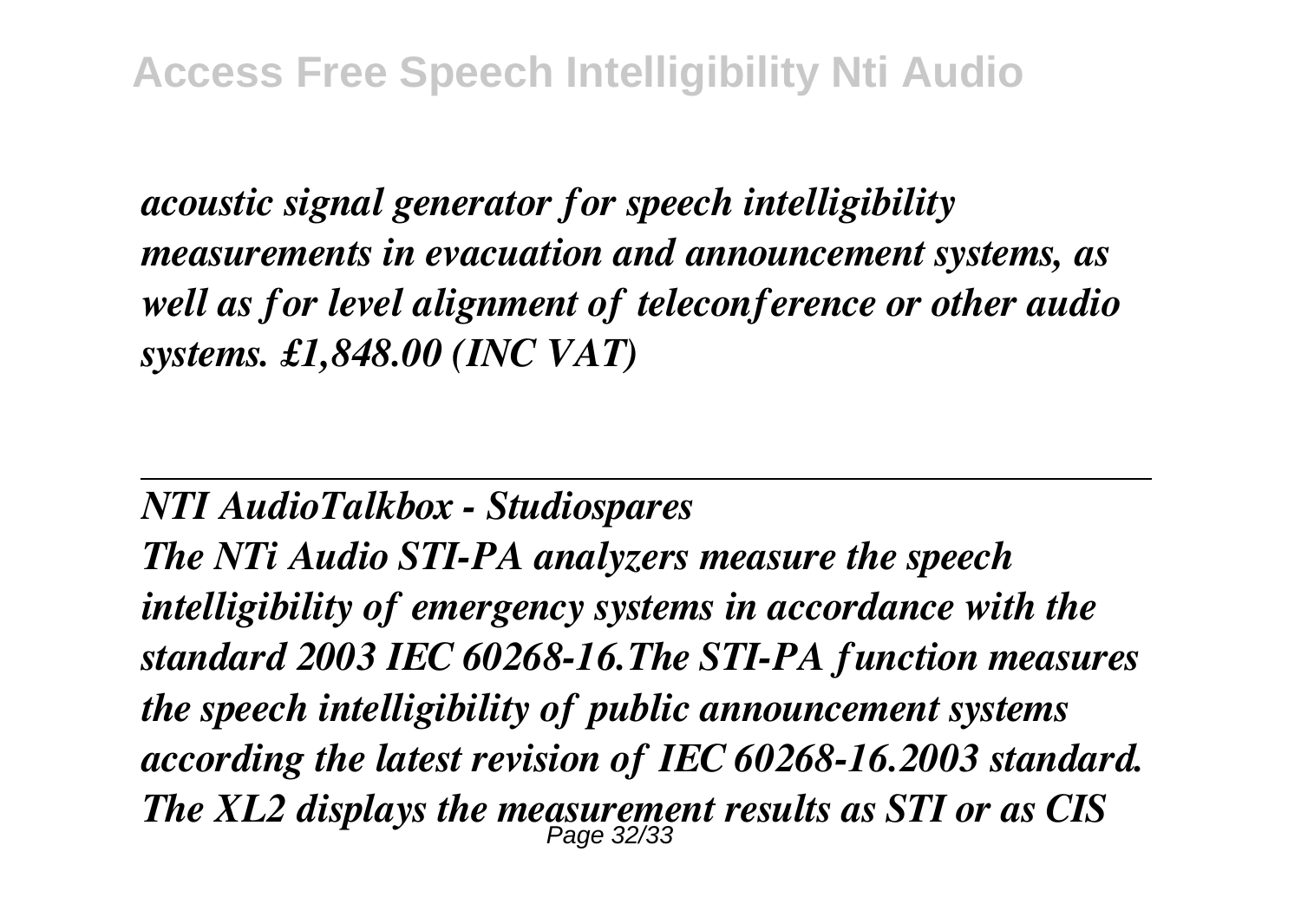*acoustic signal generator for speech intelligibility measurements in evacuation and announcement systems, as well as for level alignment of teleconference or other audio systems. £1,848.00 (INC VAT)*

---

*NTI AudioTalkbox - Studiospares*

*The NTi Audio STI-PA analyzers measure the speech intelligibility of emergency systems in accordance with the standard 2003 IEC 60268-16.The STI-PA function measures the speech intelligibility of public announcement systems according the latest revision of IEC 60268-16.2003 standard. The XL2 displays the measurement results as STI or as CIS*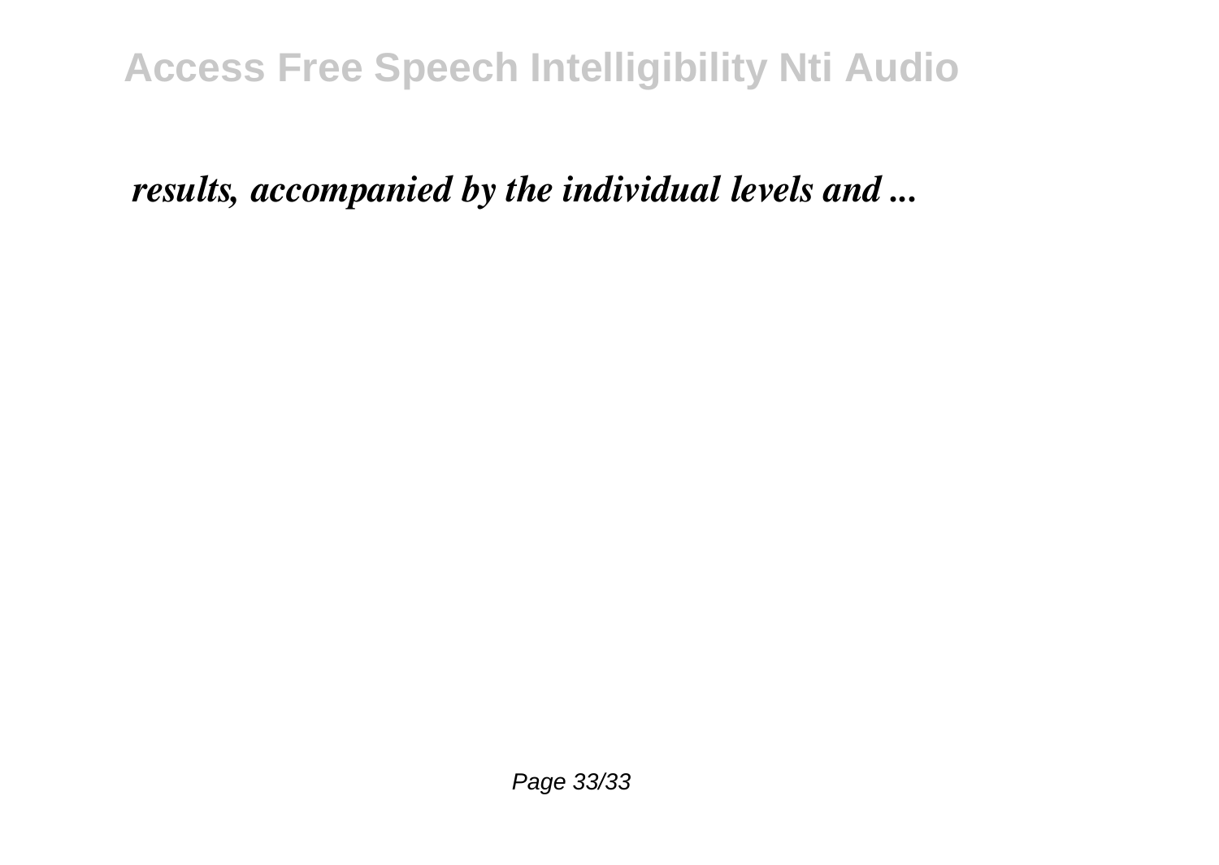***results, accompanied by the individual levels and ...***